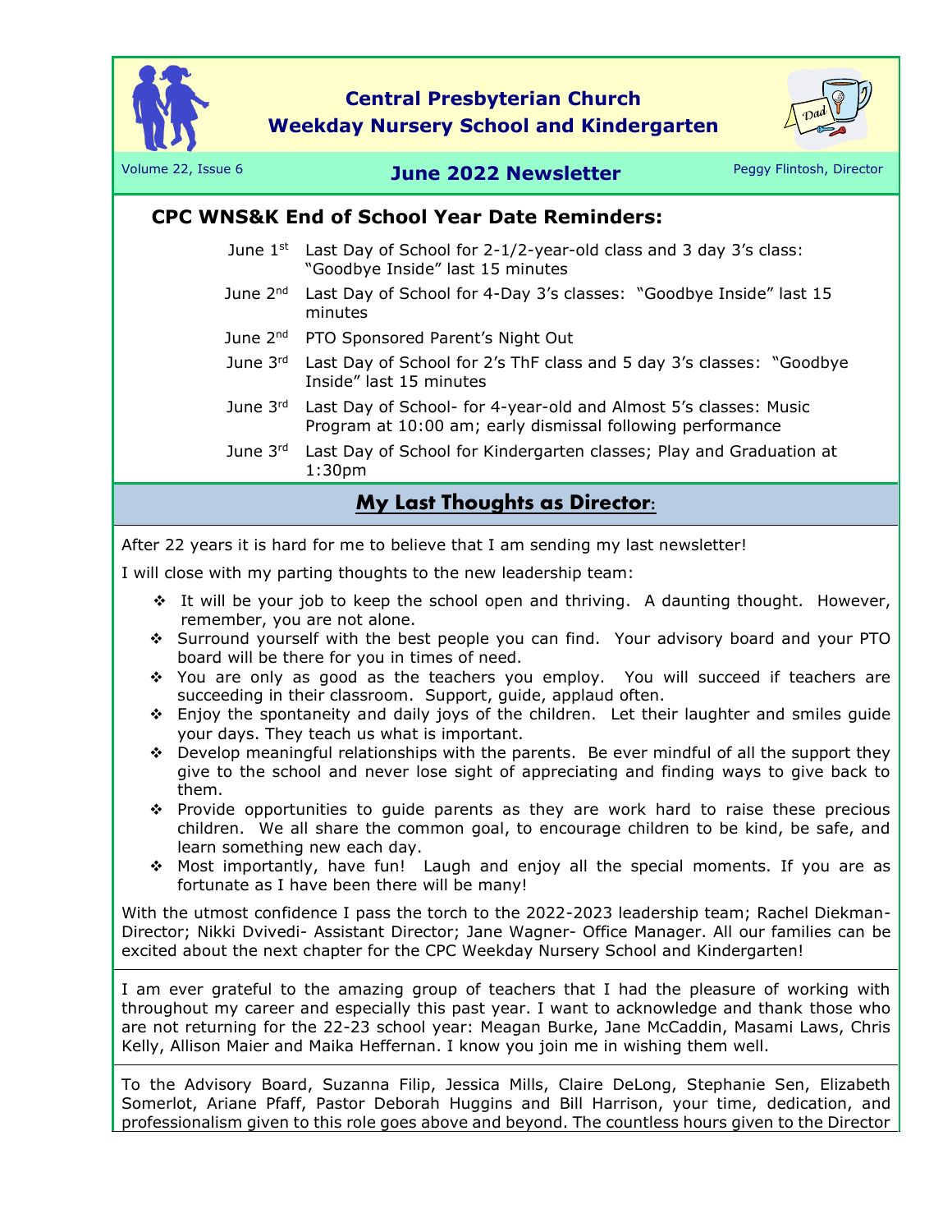# Central Presbyterian Church
# Weekday Nursery School and Kindergarten

Volume 22, Issue 6

## June 2022 Newsletter

Peggy Flintosh, Director

### CPC WNS&K End of School Year Date Reminders:

| | |
|---|---|
| June 1st | Last Day of School for 2-1/2-year-old class and 3 day 3's class: "Goodbye Inside" last 15 minutes |
| June 2nd | Last Day of School for 4-Day 3's classes: "Goodbye Inside" last 15 minutes |
| June 2nd | PTO Sponsored Parent's Night Out |
| June 3rd | Last Day of School for 2's ThF class and 5 day 3's classes: "Goodbye Inside" last 15 minutes |
| June 3rd | Last Day of School- for 4-year-old and Almost 5's classes: Music Program at 10:00 am; early dismissal following performance |
| June 3rd | Last Day of School for Kindergarten classes; Play and Graduation at 1:30pm |

## My Last Thoughts as Director:

After 22 years it is hard for me to believe that I am sending my last newsletter!

I will close with my parting thoughts to the new leadership team:

- It will be your job to keep the school open and thriving. A daunting thought. However, remember, you are not alone.
- Surround yourself with the best people you can find. Your advisory board and your PTO board will be there for you in times of need.
- You are only as good as the teachers you employ. You will succeed if teachers are succeeding in their classroom. Support, guide, applaud often.
- Enjoy the spontaneity and daily joys of the children. Let their laughter and smiles guide your days. They teach us what is important.
- Develop meaningful relationships with the parents. Be ever mindful of all the support they give to the school and never lose sight of appreciating and finding ways to give back to them.
- Provide opportunities to guide parents as they are work hard to raise these precious children. We all share the common goal, to encourage children to be kind, be safe, and learn something new each day.
- Most importantly, have fun! Laugh and enjoy all the special moments. If you are as fortunate as I have been there will be many!

With the utmost confidence I pass the torch to the 2022-2023 leadership team; Rachel Diekman- Director; Nikki Dvivedi- Assistant Director; Jane Wagner- Office Manager. All our families can be excited about the next chapter for the CPC Weekday Nursery School and Kindergarten!

I am ever grateful to the amazing group of teachers that I had the pleasure of working with throughout my career and especially this past year. I want to acknowledge and thank those who are not returning for the 22-23 school year: Meagan Burke, Jane McCaddin, Masami Laws, Chris Kelly, Allison Maier and Maika Heffernan. I know you join me in wishing them well.

To the Advisory Board, Suzanna Filip, Jessica Mills, Claire DeLong, Stephanie Sen, Elizabeth Somerlot, Ariane Pfaff, Pastor Deborah Huggins and Bill Harrison, your time, dedication, and professionalism given to this role goes above and beyond. The countless hours given to the Director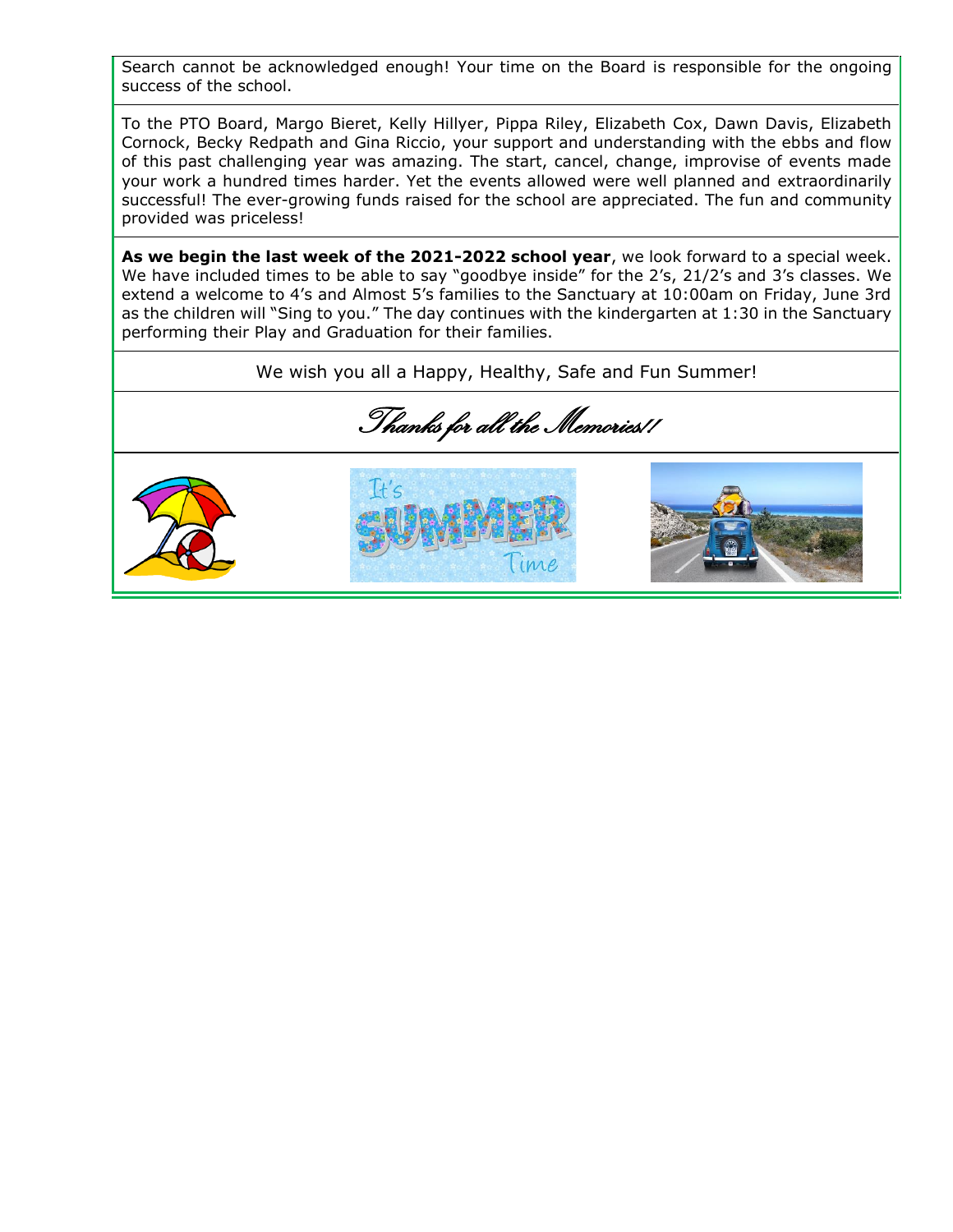Search cannot be acknowledged enough! Your time on the Board is responsible for the ongoing success of the school.

To the PTO Board, Margo Bieret, Kelly Hillyer, Pippa Riley, Elizabeth Cox, Dawn Davis, Elizabeth Cornock, Becky Redpath and Gina Riccio, your support and understanding with the ebbs and flow of this past challenging year was amazing. The start, cancel, change, improvise of events made your work a hundred times harder. Yet the events allowed were well planned and extraordinarily successful! The ever-growing funds raised for the school are appreciated. The fun and community provided was priceless!

**As we begin the last week of the 2021-2022 school year**, we look forward to a special week. We have included times to be able to say "goodbye inside" for the 2's, 21/2's and 3's classes. We extend a welcome to 4's and Almost 5's families to the Sanctuary at 10:00am on Friday, June 3rd as the children will "Sing to you." The day continues with the kindergarten at 1:30 in the Sanctuary performing their Play and Graduation for their families.

We wish you all a Happy, Healthy, Safe and Fun Summer!

*Thanks for all the Memories!!*